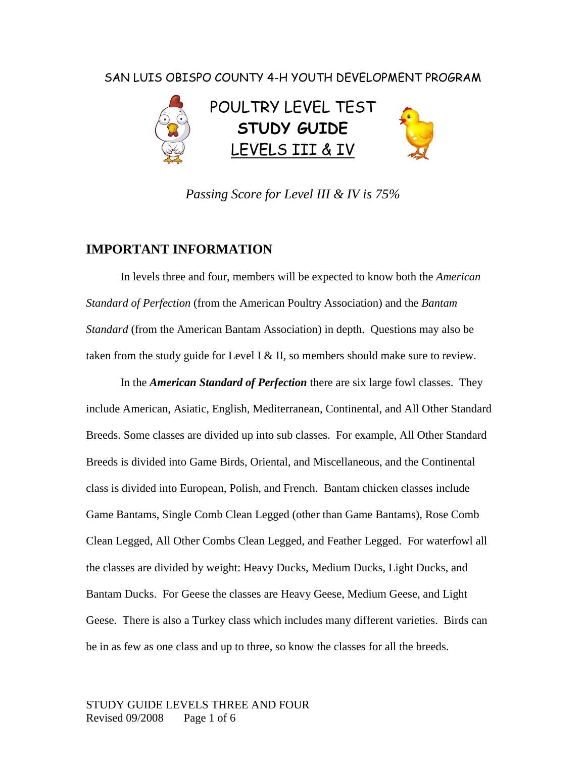SAN LUIS OBISPO COUNTY 4-H YOUTH DEVELOPMENT PROGRAM

# POULTRY LEVEL TEST
# **STUDY GUIDE**
# LEVELS III & IV

*Passing Score for Level III & IV is 75%*

## IMPORTANT INFORMATION

In levels three and four, members will be expected to know both the *American Standard of Perfection* (from the American Poultry Association) and the *Bantam Standard* (from the American Bantam Association) in depth. Questions may also be taken from the study guide for Level I & II, so members should make sure to review.

In the ***American Standard of Perfection*** there are six large fowl classes. They include American, Asiatic, English, Mediterranean, Continental, and All Other Standard Breeds. Some classes are divided up into sub classes. For example, All Other Standard Breeds is divided into Game Birds, Oriental, and Miscellaneous, and the Continental class is divided into European, Polish, and French. Bantam chicken classes include Game Bantams, Single Comb Clean Legged (other than Game Bantams), Rose Comb Clean Legged, All Other Combs Clean Legged, and Feather Legged. For waterfowl all the classes are divided by weight: Heavy Ducks, Medium Ducks, Light Ducks, and Bantam Ducks. For Geese the classes are Heavy Geese, Medium Geese, and Light Geese. There is also a Turkey class which includes many different varieties. Birds can be in as few as one class and up to three, so know the classes for all the breeds.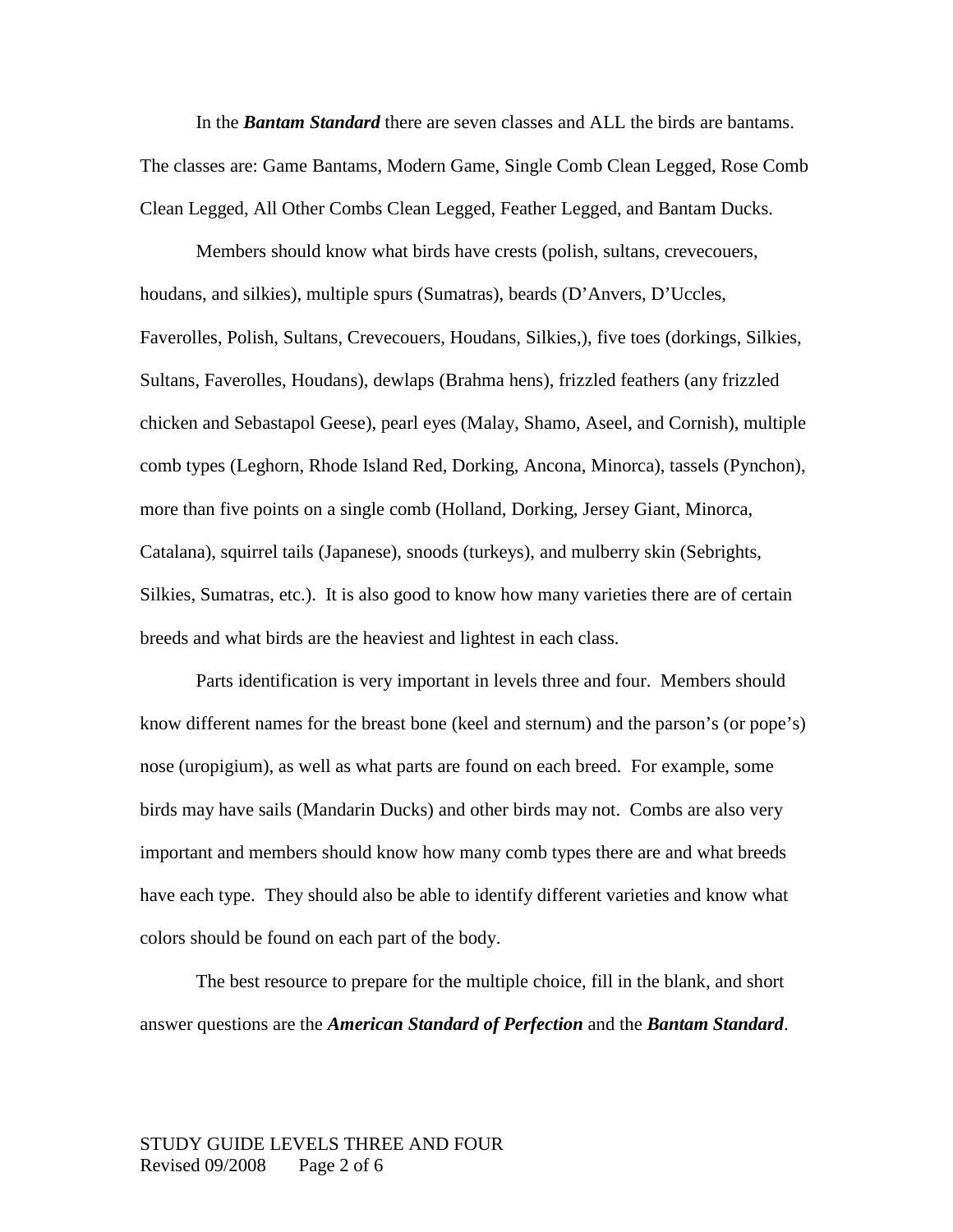In the ***Bantam Standard*** there are seven classes and ALL the birds are bantams. The classes are: Game Bantams, Modern Game, Single Comb Clean Legged, Rose Comb Clean Legged, All Other Combs Clean Legged, Feather Legged, and Bantam Ducks.

Members should know what birds have crests (polish, sultans, crevecouers, houdans, and silkies), multiple spurs (Sumatras), beards (D'Anvers, D'Uccles, Faverolles, Polish, Sultans, Crevecouers, Houdans, Silkies,), five toes (dorkings, Silkies, Sultans, Faverolles, Houdans), dewlaps (Brahma hens), frizzled feathers (any frizzled chicken and Sebastapol Geese), pearl eyes (Malay, Shamo, Aseel, and Cornish), multiple comb types (Leghorn, Rhode Island Red, Dorking, Ancona, Minorca), tassels (Pynchon), more than five points on a single comb (Holland, Dorking, Jersey Giant, Minorca, Catalana), squirrel tails (Japanese), snoods (turkeys), and mulberry skin (Sebrights, Silkies, Sumatras, etc.). It is also good to know how many varieties there are of certain breeds and what birds are the heaviest and lightest in each class.

Parts identification is very important in levels three and four. Members should know different names for the breast bone (keel and sternum) and the parson's (or pope's) nose (uropigium), as well as what parts are found on each breed. For example, some birds may have sails (Mandarin Ducks) and other birds may not. Combs are also very important and members should know how many comb types there are and what breeds have each type. They should also be able to identify different varieties and know what colors should be found on each part of the body.

The best resource to prepare for the multiple choice, fill in the blank, and short answer questions are the ***American Standard of Perfection*** and the ***Bantam Standard***.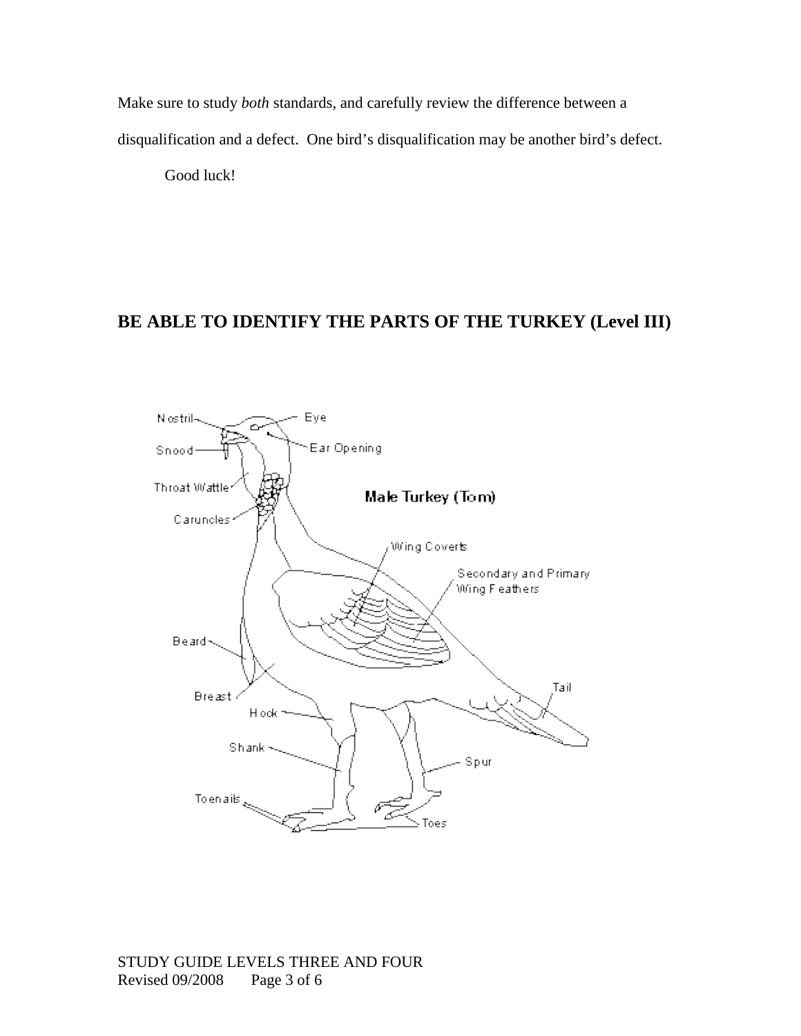Make sure to study *both* standards, and carefully review the difference between a disqualification and a defect. One bird's disqualification may be another bird's defect.

Good luck!

## BE ABLE TO IDENTIFY THE PARTS OF THE TURKEY (Level III)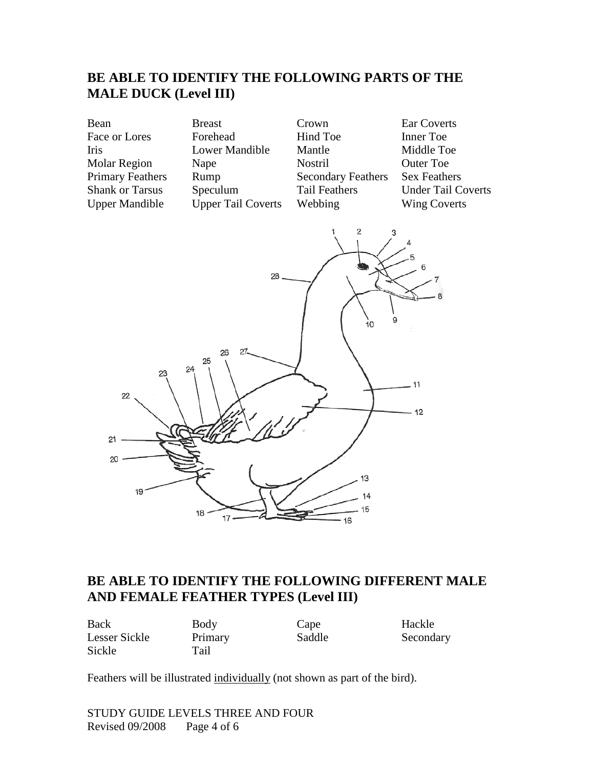## BE ABLE TO IDENTIFY THE FOLLOWING PARTS OF THE MALE DUCK (Level III)

| | | | |
|---|---|---|---|
| Bean | Breast | Crown | Ear Coverts |
| Face or Lores | Forehead | Hind Toe | Inner Toe |
| Iris | Lower Mandible | Mantle | Middle Toe |
| Molar Region | Nape | Nostril | Outer Toe |
| Primary Feathers | Rump | Secondary Feathers | Sex Feathers |
| Shank or Tarsus | Speculum | Tail Feathers | Under Tail Coverts |
| Upper Mandible | Upper Tail Coverts | Webbing | Wing Coverts |

## BE ABLE TO IDENTIFY THE FOLLOWING DIFFERENT MALE AND FEMALE FEATHER TYPES (Level III)

| | | | |
|---|---|---|---|
| Back | Body | Cape | Hackle |
| Lesser Sickle | Primary | Saddle | Secondary |
| Sickle | Tail | | |

Feathers will be illustrated individually (not shown as part of the bird).

STUDY GUIDE LEVELS THREE AND FOUR
Revised 09/2008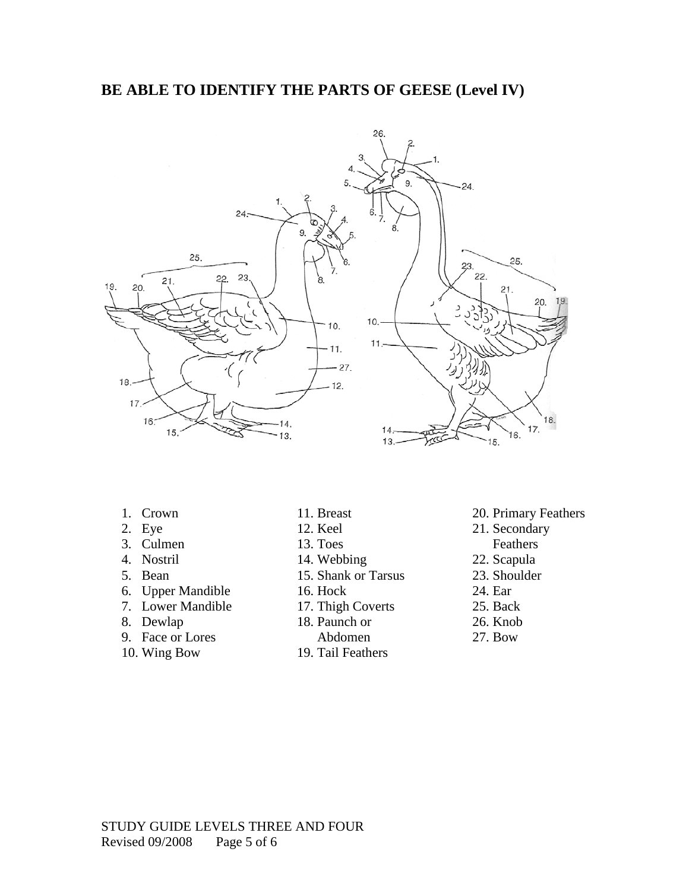## BE ABLE TO IDENTIFY THE PARTS OF GEESE (Level IV)

1. Crown
2. Eye
3. Culmen
4. Nostril
5. Bean
6. Upper Mandible
7. Lower Mandible
8. Dewlap
9. Face or Lores
10. Wing Bow
11. Breast
12. Keel
13. Toes
14. Webbing
15. Shank or Tarsus
16. Hock
17. Thigh Coverts
18. Paunch or Abdomen
19. Tail Feathers
20. Primary Feathers
21. Secondary Feathers
22. Scapula
23. Shoulder
24. Ear
25. Back
26. Knob
27. Bow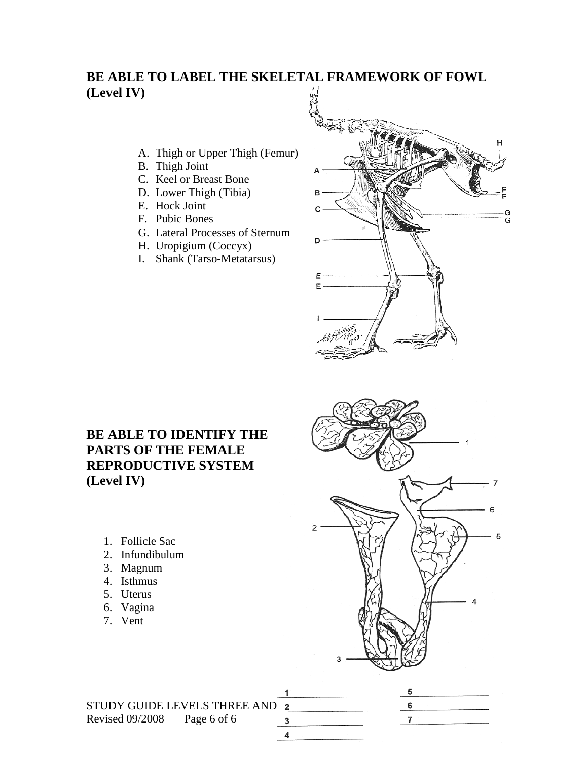## BE ABLE TO LABEL THE SKELETAL FRAMEWORK OF FOWL (Level IV)

A. Thigh or Upper Thigh (Femur)
B. Thigh Joint
C. Keel or Breast Bone
D. Lower Thigh (Tibia)
E. Hock Joint
F. Pubic Bones
G. Lateral Processes of Sternum
H. Uropigium (Coccyx)
I. Shank (Tarso-Metatarsus)

## BE ABLE TO IDENTIFY THE PARTS OF THE FEMALE REPRODUCTIVE SYSTEM (Level IV)

1. Follicle Sac
2. Infundibulum
3. Magnum
4. Isthmus
5. Uterus
6. Vagina
7. Vent

1 ______________
2 ______________
3 ______________
4 ______________
5 ______________
6 ______________
7 ______________